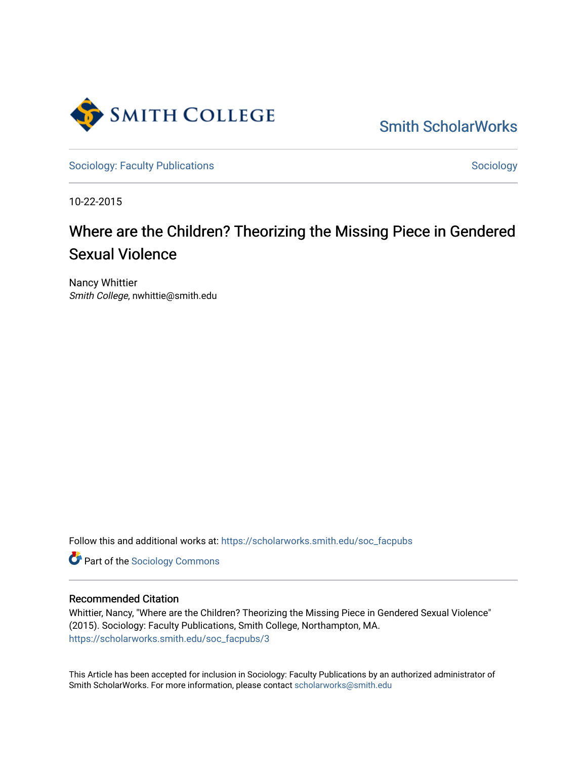Smith College

Smith ScholarWorks

Sociology: Faculty Publications

Sociology

10-22-2015

# Where are the Children? Theorizing the Missing Piece in Gendered Sexual Violence

Nancy Whittier
*Smith College*, nwhittie@smith.edu

Follow this and additional works at: https://scholarworks.smith.edu/soc_facpubs

Part of the Sociology Commons

## Recommended Citation

Whittier, Nancy, "Where are the Children? Theorizing the Missing Piece in Gendered Sexual Violence" (2015). Sociology: Faculty Publications, Smith College, Northampton, MA.
https://scholarworks.smith.edu/soc_facpubs/3

This Article has been accepted for inclusion in Sociology: Faculty Publications by an authorized administrator of Smith ScholarWorks. For more information, please contact scholarworks@smith.edu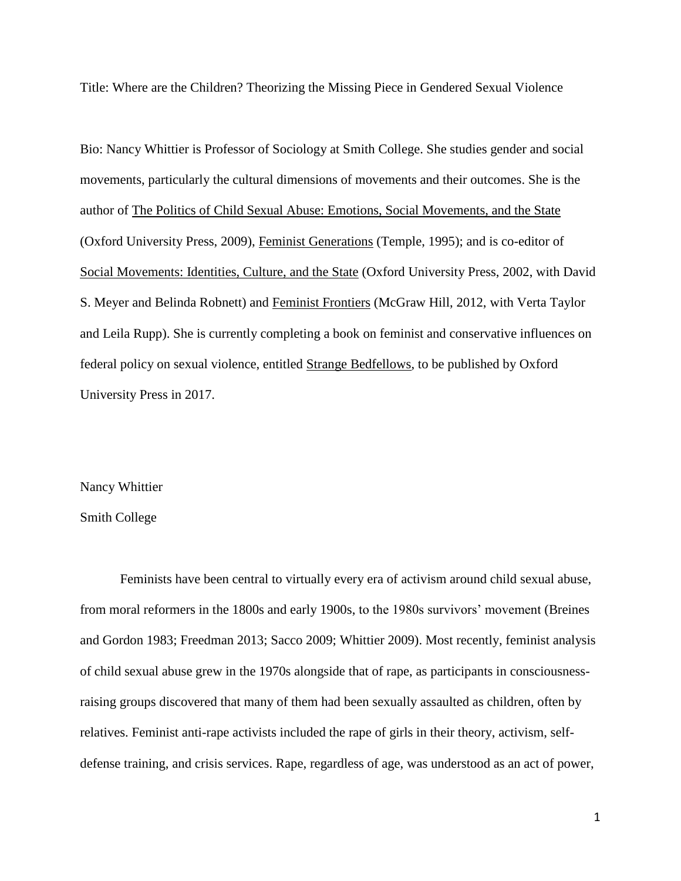Title: Where are the Children? Theorizing the Missing Piece in Gendered Sexual Violence

Bio: Nancy Whittier is Professor of Sociology at Smith College. She studies gender and social movements, particularly the cultural dimensions of movements and their outcomes. She is the author of The Politics of Child Sexual Abuse: Emotions, Social Movements, and the State (Oxford University Press, 2009), Feminist Generations (Temple, 1995); and is co-editor of Social Movements: Identities, Culture, and the State (Oxford University Press, 2002, with David S. Meyer and Belinda Robnett) and Feminist Frontiers (McGraw Hill, 2012, with Verta Taylor and Leila Rupp). She is currently completing a book on feminist and conservative influences on federal policy on sexual violence, entitled Strange Bedfellows, to be published by Oxford University Press in 2017.

Nancy Whittier

Smith College

Feminists have been central to virtually every era of activism around child sexual abuse, from moral reformers in the 1800s and early 1900s, to the 1980s survivors' movement (Breines and Gordon 1983; Freedman 2013; Sacco 2009; Whittier 2009). Most recently, feminist analysis of child sexual abuse grew in the 1970s alongside that of rape, as participants in consciousness-raising groups discovered that many of them had been sexually assaulted as children, often by relatives. Feminist anti-rape activists included the rape of girls in their theory, activism, self-defense training, and crisis services. Rape, regardless of age, was understood as an act of power,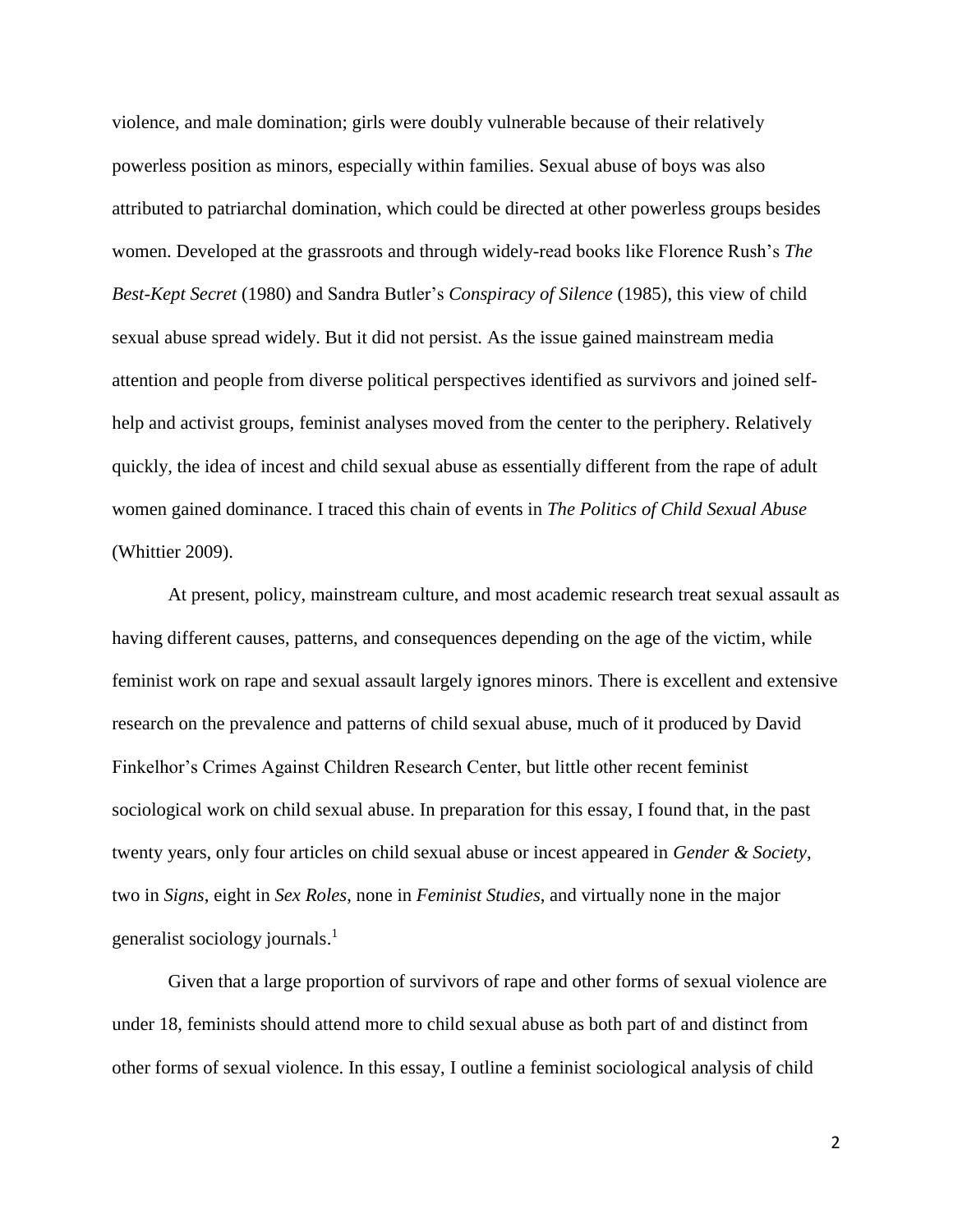violence, and male domination; girls were doubly vulnerable because of their relatively powerless position as minors, especially within families. Sexual abuse of boys was also attributed to patriarchal domination, which could be directed at other powerless groups besides women. Developed at the grassroots and through widely-read books like Florence Rush's *The Best-Kept Secret* (1980) and Sandra Butler's *Conspiracy of Silence* (1985), this view of child sexual abuse spread widely. But it did not persist. As the issue gained mainstream media attention and people from diverse political perspectives identified as survivors and joined self-help and activist groups, feminist analyses moved from the center to the periphery. Relatively quickly, the idea of incest and child sexual abuse as essentially different from the rape of adult women gained dominance. I traced this chain of events in *The Politics of Child Sexual Abuse* (Whittier 2009).

At present, policy, mainstream culture, and most academic research treat sexual assault as having different causes, patterns, and consequences depending on the age of the victim, while feminist work on rape and sexual assault largely ignores minors. There is excellent and extensive research on the prevalence and patterns of child sexual abuse, much of it produced by David Finkelhor's Crimes Against Children Research Center, but little other recent feminist sociological work on child sexual abuse. In preparation for this essay, I found that, in the past twenty years, only four articles on child sexual abuse or incest appeared in *Gender & Society*, two in *Signs*, eight in *Sex Roles*, none in *Feminist Studies*, and virtually none in the major generalist sociology journals.[1]

Given that a large proportion of survivors of rape and other forms of sexual violence are under 18, feminists should attend more to child sexual abuse as both part of and distinct from other forms of sexual violence. In this essay, I outline a feminist sociological analysis of child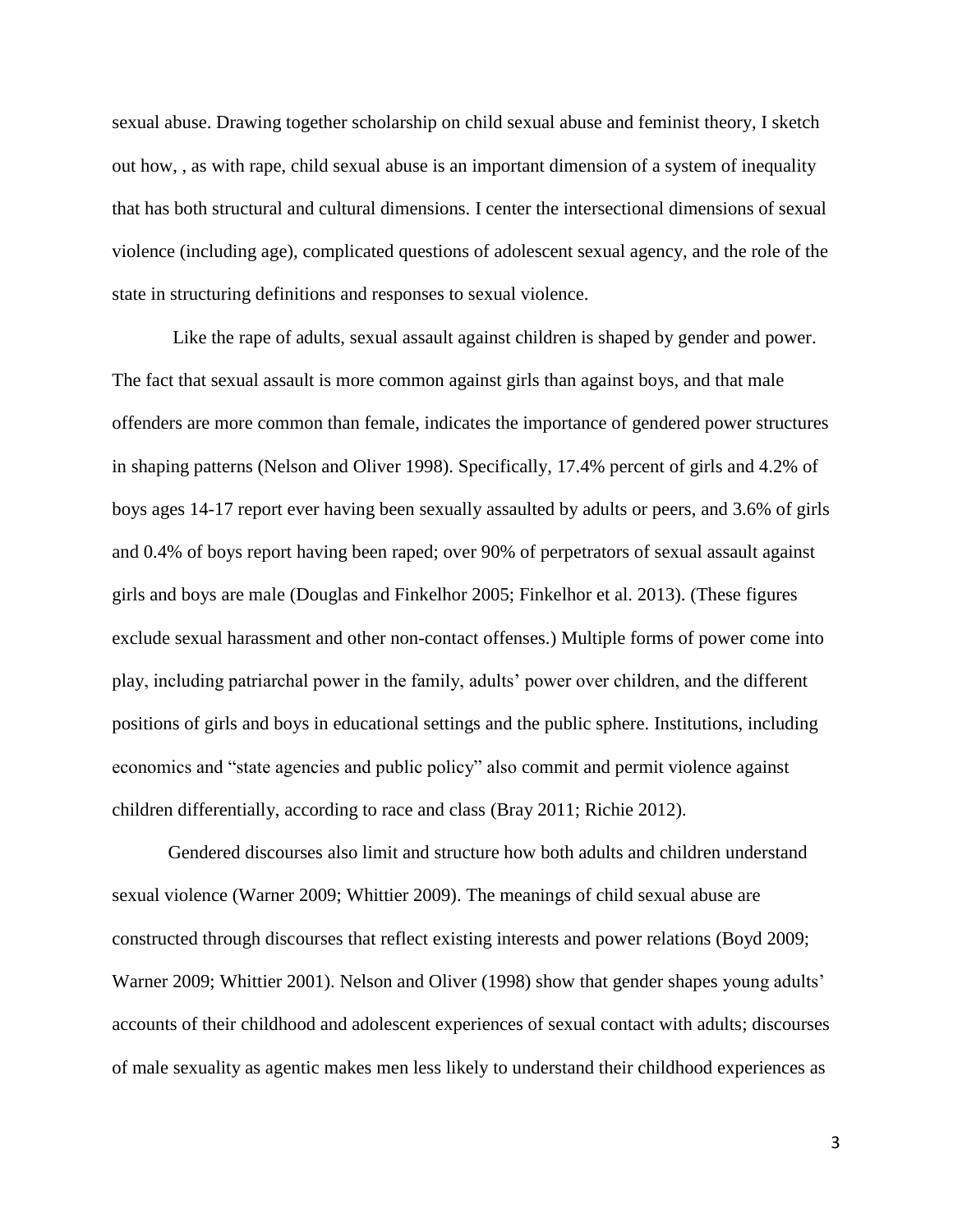sexual abuse. Drawing together scholarship on child sexual abuse and feminist theory, I sketch out how, , as with rape, child sexual abuse is an important dimension of a system of inequality that has both structural and cultural dimensions. I center the intersectional dimensions of sexual violence (including age), complicated questions of adolescent sexual agency, and the role of the state in structuring definitions and responses to sexual violence.

Like the rape of adults, sexual assault against children is shaped by gender and power. The fact that sexual assault is more common against girls than against boys, and that male offenders are more common than female, indicates the importance of gendered power structures in shaping patterns (Nelson and Oliver 1998). Specifically, 17.4% percent of girls and 4.2% of boys ages 14-17 report ever having been sexually assaulted by adults or peers, and 3.6% of girls and 0.4% of boys report having been raped; over 90% of perpetrators of sexual assault against girls and boys are male (Douglas and Finkelhor 2005; Finkelhor et al. 2013). (These figures exclude sexual harassment and other non-contact offenses.) Multiple forms of power come into play, including patriarchal power in the family, adults' power over children, and the different positions of girls and boys in educational settings and the public sphere. Institutions, including economics and "state agencies and public policy" also commit and permit violence against children differentially, according to race and class (Bray 2011; Richie 2012).

Gendered discourses also limit and structure how both adults and children understand sexual violence (Warner 2009; Whittier 2009). The meanings of child sexual abuse are constructed through discourses that reflect existing interests and power relations (Boyd 2009; Warner 2009; Whittier 2001). Nelson and Oliver (1998) show that gender shapes young adults' accounts of their childhood and adolescent experiences of sexual contact with adults; discourses of male sexuality as agentic makes men less likely to understand their childhood experiences as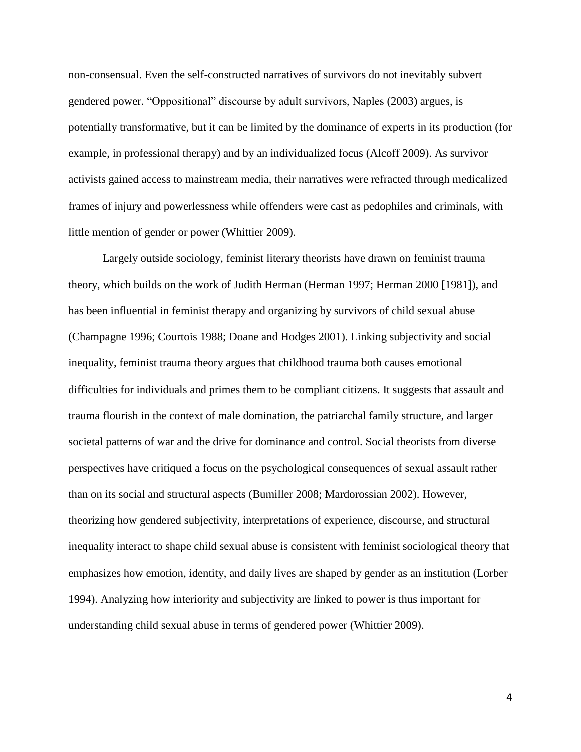non-consensual. Even the self-constructed narratives of survivors do not inevitably subvert gendered power. "Oppositional" discourse by adult survivors, Naples (2003) argues, is potentially transformative, but it can be limited by the dominance of experts in its production (for example, in professional therapy) and by an individualized focus (Alcoff 2009). As survivor activists gained access to mainstream media, their narratives were refracted through medicalized frames of injury and powerlessness while offenders were cast as pedophiles and criminals, with little mention of gender or power (Whittier 2009).

Largely outside sociology, feminist literary theorists have drawn on feminist trauma theory, which builds on the work of Judith Herman (Herman 1997; Herman 2000 [1981]), and has been influential in feminist therapy and organizing by survivors of child sexual abuse (Champagne 1996; Courtois 1988; Doane and Hodges 2001). Linking subjectivity and social inequality, feminist trauma theory argues that childhood trauma both causes emotional difficulties for individuals and primes them to be compliant citizens. It suggests that assault and trauma flourish in the context of male domination, the patriarchal family structure, and larger societal patterns of war and the drive for dominance and control. Social theorists from diverse perspectives have critiqued a focus on the psychological consequences of sexual assault rather than on its social and structural aspects (Bumiller 2008; Mardorossian 2002). However, theorizing how gendered subjectivity, interpretations of experience, discourse, and structural inequality interact to shape child sexual abuse is consistent with feminist sociological theory that emphasizes how emotion, identity, and daily lives are shaped by gender as an institution (Lorber 1994). Analyzing how interiority and subjectivity are linked to power is thus important for understanding child sexual abuse in terms of gendered power (Whittier 2009).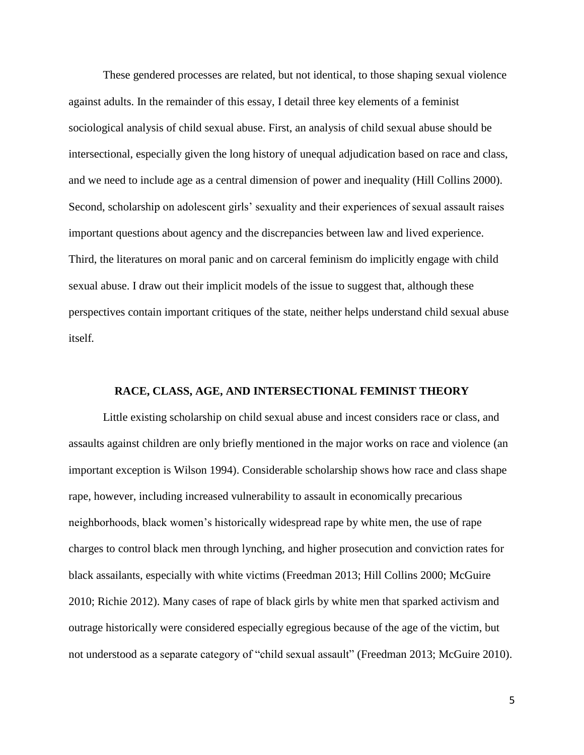These gendered processes are related, but not identical, to those shaping sexual violence against adults. In the remainder of this essay, I detail three key elements of a feminist sociological analysis of child sexual abuse. First, an analysis of child sexual abuse should be intersectional, especially given the long history of unequal adjudication based on race and class, and we need to include age as a central dimension of power and inequality (Hill Collins 2000). Second, scholarship on adolescent girls' sexuality and their experiences of sexual assault raises important questions about agency and the discrepancies between law and lived experience. Third, the literatures on moral panic and on carceral feminism do implicitly engage with child sexual abuse. I draw out their implicit models of the issue to suggest that, although these perspectives contain important critiques of the state, neither helps understand child sexual abuse itself.

## RACE, CLASS, AGE, AND INTERSECTIONAL FEMINIST THEORY

Little existing scholarship on child sexual abuse and incest considers race or class, and assaults against children are only briefly mentioned in the major works on race and violence (an important exception is Wilson 1994). Considerable scholarship shows how race and class shape rape, however, including increased vulnerability to assault in economically precarious neighborhoods, black women's historically widespread rape by white men, the use of rape charges to control black men through lynching, and higher prosecution and conviction rates for black assailants, especially with white victims (Freedman 2013; Hill Collins 2000; McGuire 2010; Richie 2012). Many cases of rape of black girls by white men that sparked activism and outrage historically were considered especially egregious because of the age of the victim, but not understood as a separate category of "child sexual assault" (Freedman 2013; McGuire 2010).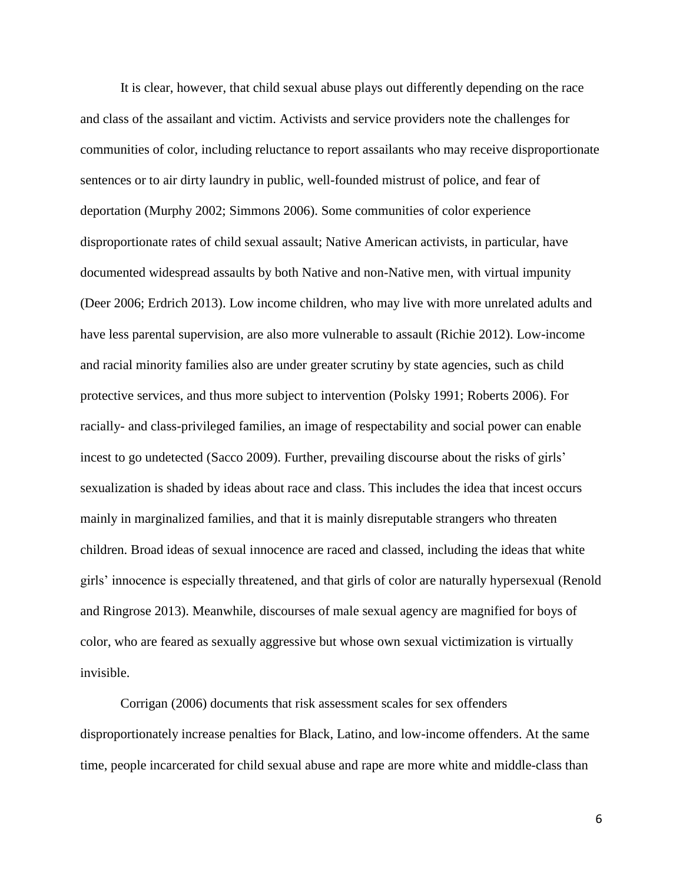It is clear, however, that child sexual abuse plays out differently depending on the race and class of the assailant and victim. Activists and service providers note the challenges for communities of color, including reluctance to report assailants who may receive disproportionate sentences or to air dirty laundry in public, well-founded mistrust of police, and fear of deportation (Murphy 2002; Simmons 2006). Some communities of color experience disproportionate rates of child sexual assault; Native American activists, in particular, have documented widespread assaults by both Native and non-Native men, with virtual impunity (Deer 2006; Erdrich 2013). Low income children, who may live with more unrelated adults and have less parental supervision, are also more vulnerable to assault (Richie 2012). Low-income and racial minority families also are under greater scrutiny by state agencies, such as child protective services, and thus more subject to intervention (Polsky 1991; Roberts 2006). For racially- and class-privileged families, an image of respectability and social power can enable incest to go undetected (Sacco 2009). Further, prevailing discourse about the risks of girls' sexualization is shaded by ideas about race and class. This includes the idea that incest occurs mainly in marginalized families, and that it is mainly disreputable strangers who threaten children. Broad ideas of sexual innocence are raced and classed, including the ideas that white girls' innocence is especially threatened, and that girls of color are naturally hypersexual (Renold and Ringrose 2013). Meanwhile, discourses of male sexual agency are magnified for boys of color, who are feared as sexually aggressive but whose own sexual victimization is virtually invisible.

Corrigan (2006) documents that risk assessment scales for sex offenders disproportionately increase penalties for Black, Latino, and low-income offenders. At the same time, people incarcerated for child sexual abuse and rape are more white and middle-class than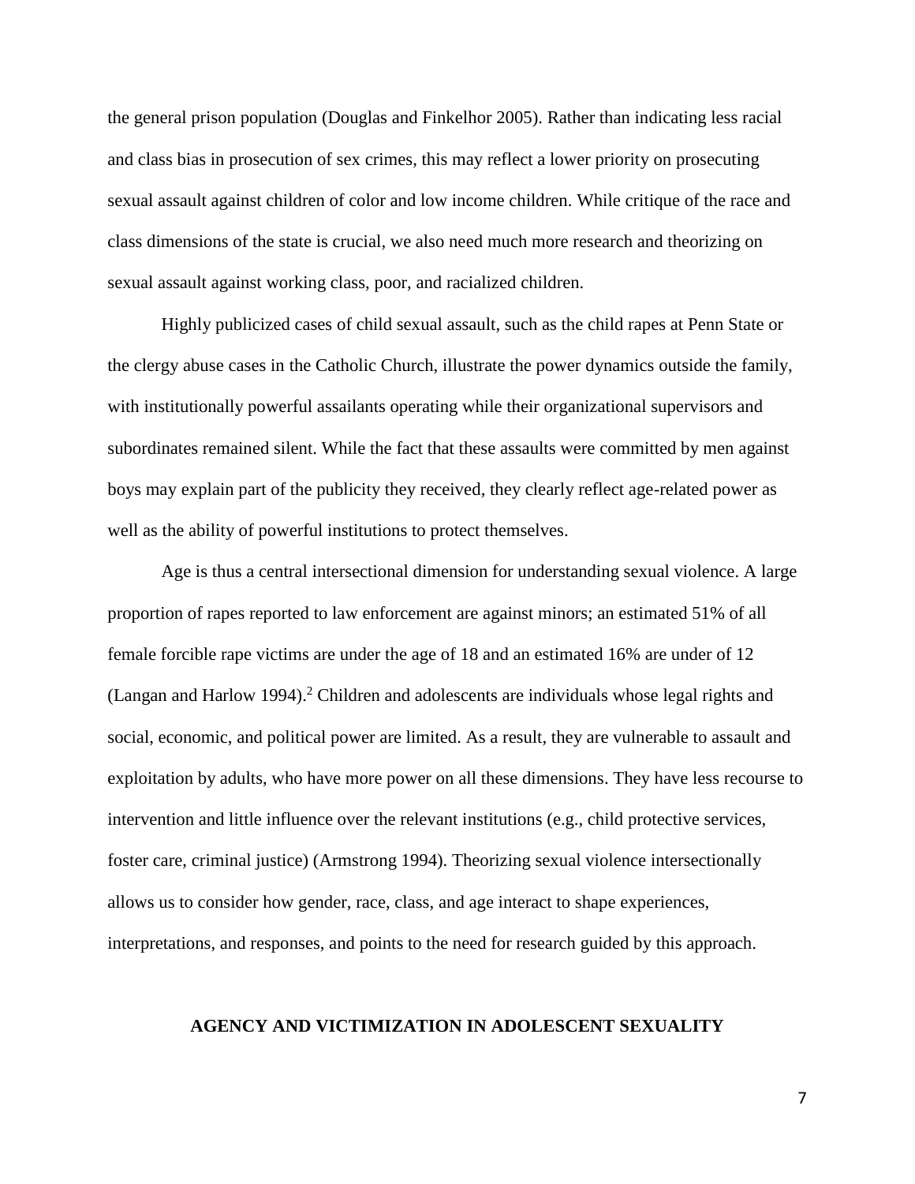the general prison population (Douglas and Finkelhor 2005). Rather than indicating less racial and class bias in prosecution of sex crimes, this may reflect a lower priority on prosecuting sexual assault against children of color and low income children. While critique of the race and class dimensions of the state is crucial, we also need much more research and theorizing on sexual assault against working class, poor, and racialized children.

Highly publicized cases of child sexual assault, such as the child rapes at Penn State or the clergy abuse cases in the Catholic Church, illustrate the power dynamics outside the family, with institutionally powerful assailants operating while their organizational supervisors and subordinates remained silent. While the fact that these assaults were committed by men against boys may explain part of the publicity they received, they clearly reflect age-related power as well as the ability of powerful institutions to protect themselves.

Age is thus a central intersectional dimension for understanding sexual violence. A large proportion of rapes reported to law enforcement are against minors; an estimated 51% of all female forcible rape victims are under the age of 18 and an estimated 16% are under of 12 (Langan and Harlow 1994).[2] Children and adolescents are individuals whose legal rights and social, economic, and political power are limited. As a result, they are vulnerable to assault and exploitation by adults, who have more power on all these dimensions. They have less recourse to intervention and little influence over the relevant institutions (e.g., child protective services, foster care, criminal justice) (Armstrong 1994). Theorizing sexual violence intersectionally allows us to consider how gender, race, class, and age interact to shape experiences, interpretations, and responses, and points to the need for research guided by this approach.

## AGENCY AND VICTIMIZATION IN ADOLESCENT SEXUALITY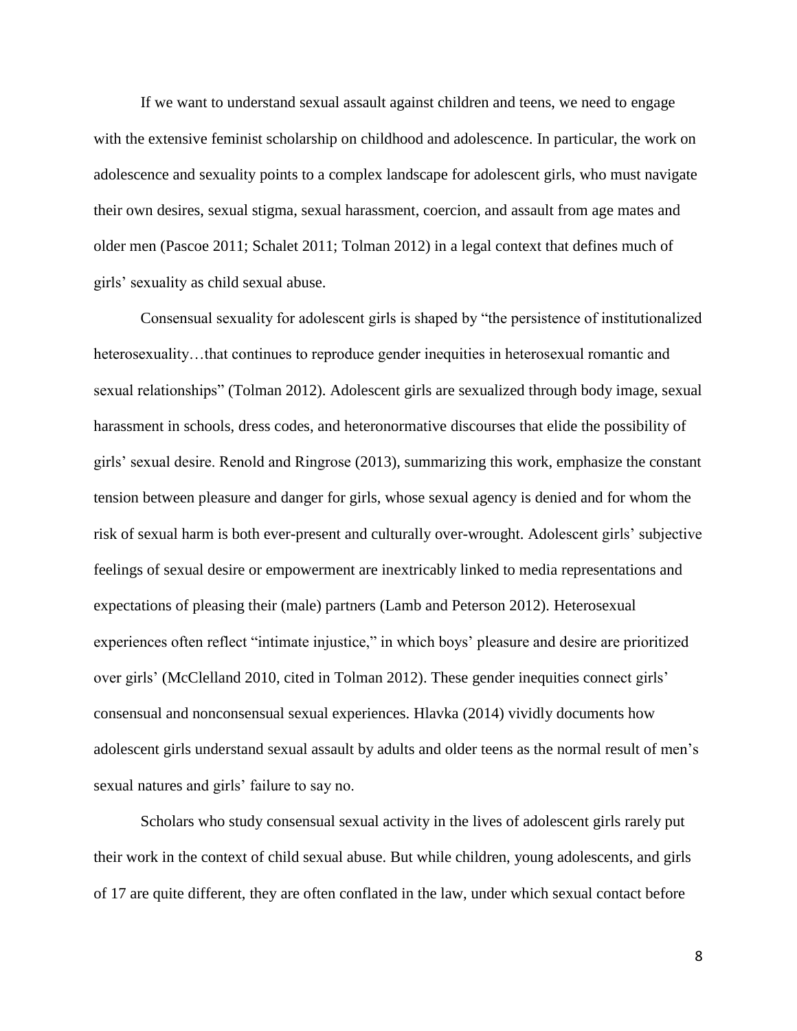If we want to understand sexual assault against children and teens, we need to engage with the extensive feminist scholarship on childhood and adolescence. In particular, the work on adolescence and sexuality points to a complex landscape for adolescent girls, who must navigate their own desires, sexual stigma, sexual harassment, coercion, and assault from age mates and older men (Pascoe 2011; Schalet 2011; Tolman 2012) in a legal context that defines much of girls' sexuality as child sexual abuse.

Consensual sexuality for adolescent girls is shaped by "the persistence of institutionalized heterosexuality…that continues to reproduce gender inequities in heterosexual romantic and sexual relationships" (Tolman 2012). Adolescent girls are sexualized through body image, sexual harassment in schools, dress codes, and heteronormative discourses that elide the possibility of girls' sexual desire. Renold and Ringrose (2013), summarizing this work, emphasize the constant tension between pleasure and danger for girls, whose sexual agency is denied and for whom the risk of sexual harm is both ever-present and culturally over-wrought. Adolescent girls' subjective feelings of sexual desire or empowerment are inextricably linked to media representations and expectations of pleasing their (male) partners (Lamb and Peterson 2012). Heterosexual experiences often reflect "intimate injustice," in which boys' pleasure and desire are prioritized over girls' (McClelland 2010, cited in Tolman 2012). These gender inequities connect girls' consensual and nonconsensual sexual experiences. Hlavka (2014) vividly documents how adolescent girls understand sexual assault by adults and older teens as the normal result of men's sexual natures and girls' failure to say no.

Scholars who study consensual sexual activity in the lives of adolescent girls rarely put their work in the context of child sexual abuse. But while children, young adolescents, and girls of 17 are quite different, they are often conflated in the law, under which sexual contact before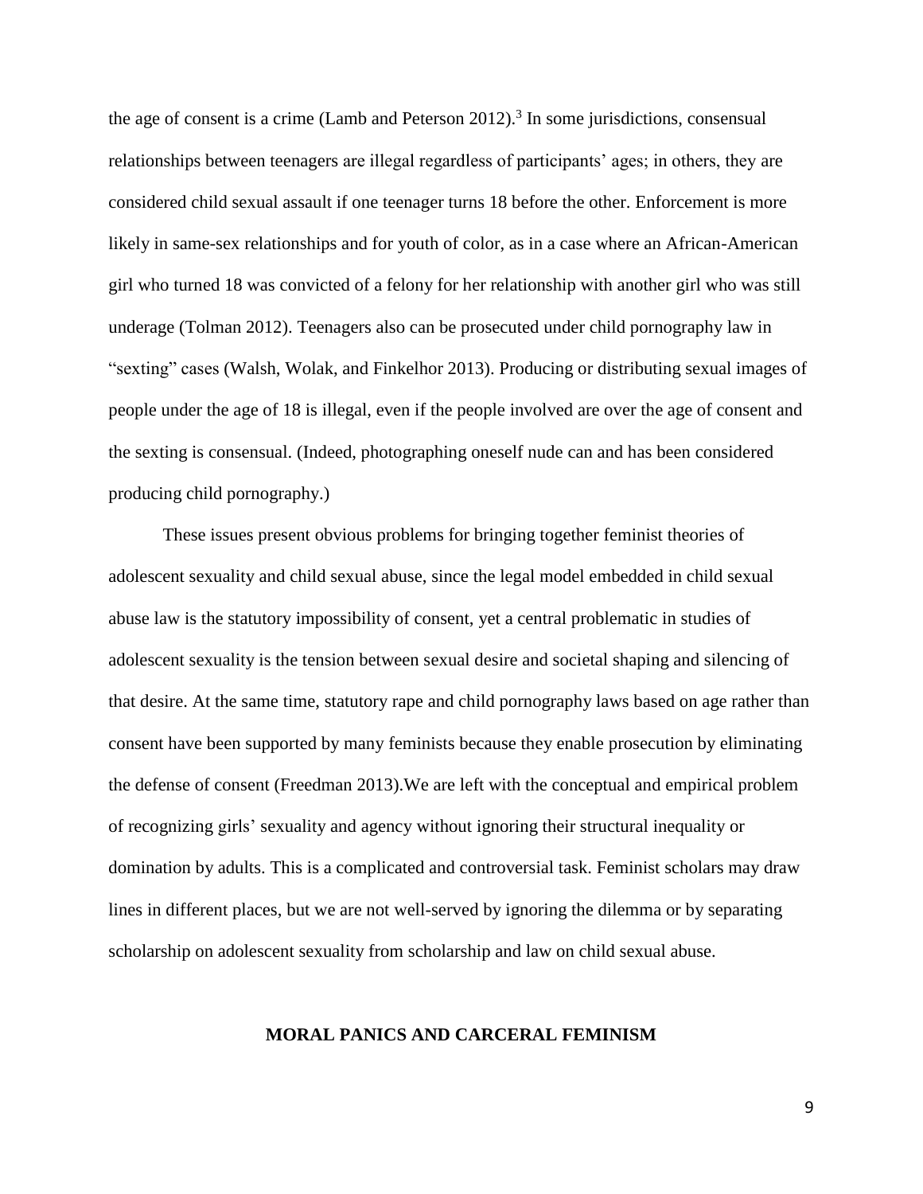the age of consent is a crime (Lamb and Peterson 2012).[3] In some jurisdictions, consensual relationships between teenagers are illegal regardless of participants' ages; in others, they are considered child sexual assault if one teenager turns 18 before the other. Enforcement is more likely in same-sex relationships and for youth of color, as in a case where an African-American girl who turned 18 was convicted of a felony for her relationship with another girl who was still underage (Tolman 2012). Teenagers also can be prosecuted under child pornography law in "sexting" cases (Walsh, Wolak, and Finkelhor 2013). Producing or distributing sexual images of people under the age of 18 is illegal, even if the people involved are over the age of consent and the sexting is consensual. (Indeed, photographing oneself nude can and has been considered producing child pornography.)

These issues present obvious problems for bringing together feminist theories of adolescent sexuality and child sexual abuse, since the legal model embedded in child sexual abuse law is the statutory impossibility of consent, yet a central problematic in studies of adolescent sexuality is the tension between sexual desire and societal shaping and silencing of that desire. At the same time, statutory rape and child pornography laws based on age rather than consent have been supported by many feminists because they enable prosecution by eliminating the defense of consent (Freedman 2013).We are left with the conceptual and empirical problem of recognizing girls' sexuality and agency without ignoring their structural inequality or domination by adults. This is a complicated and controversial task. Feminist scholars may draw lines in different places, but we are not well-served by ignoring the dilemma or by separating scholarship on adolescent sexuality from scholarship and law on child sexual abuse.

## MORAL PANICS AND CARCERAL FEMINISM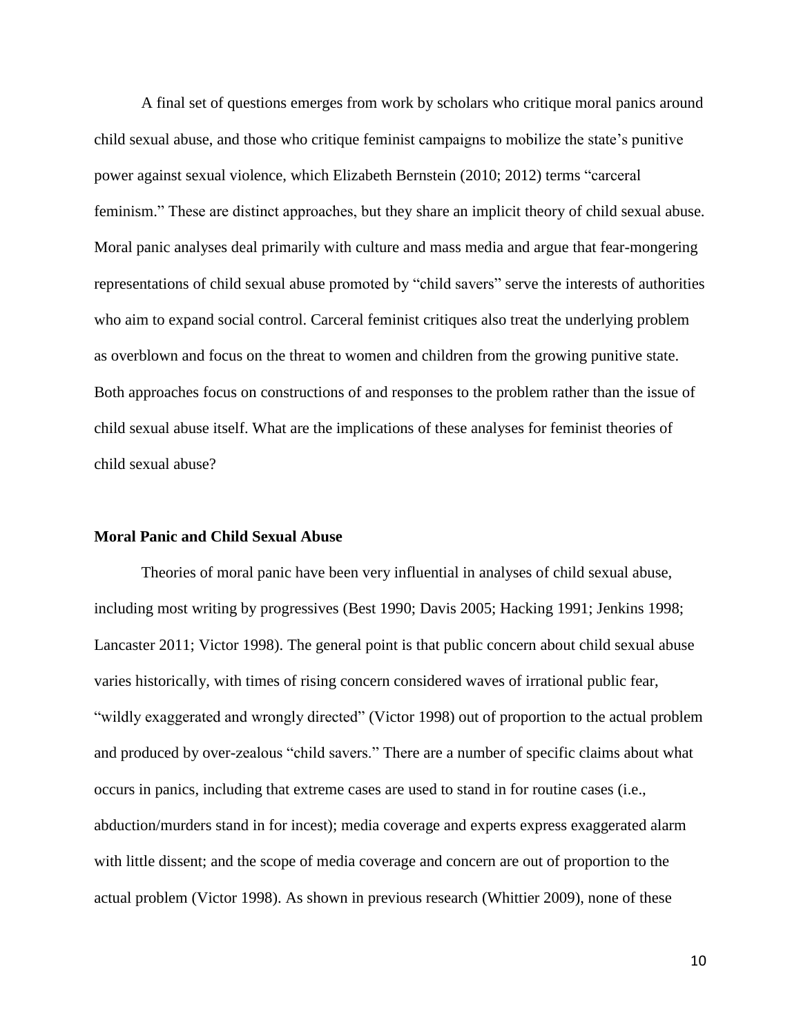A final set of questions emerges from work by scholars who critique moral panics around child sexual abuse, and those who critique feminist campaigns to mobilize the state's punitive power against sexual violence, which Elizabeth Bernstein (2010; 2012) terms "carceral feminism." These are distinct approaches, but they share an implicit theory of child sexual abuse. Moral panic analyses deal primarily with culture and mass media and argue that fear-mongering representations of child sexual abuse promoted by "child savers" serve the interests of authorities who aim to expand social control. Carceral feminist critiques also treat the underlying problem as overblown and focus on the threat to women and children from the growing punitive state. Both approaches focus on constructions of and responses to the problem rather than the issue of child sexual abuse itself. What are the implications of these analyses for feminist theories of child sexual abuse?

## Moral Panic and Child Sexual Abuse

Theories of moral panic have been very influential in analyses of child sexual abuse, including most writing by progressives (Best 1990; Davis 2005; Hacking 1991; Jenkins 1998; Lancaster 2011; Victor 1998). The general point is that public concern about child sexual abuse varies historically, with times of rising concern considered waves of irrational public fear, "wildly exaggerated and wrongly directed" (Victor 1998) out of proportion to the actual problem and produced by over-zealous "child savers." There are a number of specific claims about what occurs in panics, including that extreme cases are used to stand in for routine cases (i.e., abduction/murders stand in for incest); media coverage and experts express exaggerated alarm with little dissent; and the scope of media coverage and concern are out of proportion to the actual problem (Victor 1998). As shown in previous research (Whittier 2009), none of these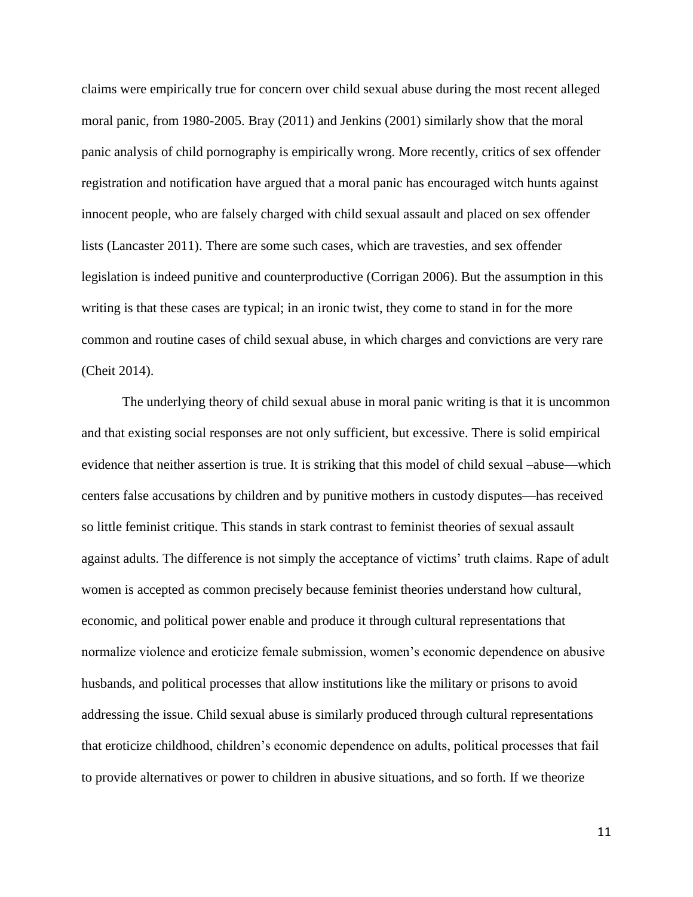claims were empirically true for concern over child sexual abuse during the most recent alleged moral panic, from 1980-2005. Bray (2011) and Jenkins (2001) similarly show that the moral panic analysis of child pornography is empirically wrong. More recently, critics of sex offender registration and notification have argued that a moral panic has encouraged witch hunts against innocent people, who are falsely charged with child sexual assault and placed on sex offender lists (Lancaster 2011). There are some such cases, which are travesties, and sex offender legislation is indeed punitive and counterproductive (Corrigan 2006). But the assumption in this writing is that these cases are typical; in an ironic twist, they come to stand in for the more common and routine cases of child sexual abuse, in which charges and convictions are very rare (Cheit 2014).

The underlying theory of child sexual abuse in moral panic writing is that it is uncommon and that existing social responses are not only sufficient, but excessive. There is solid empirical evidence that neither assertion is true. It is striking that this model of child sexual –abuse—which centers false accusations by children and by punitive mothers in custody disputes—has received so little feminist critique. This stands in stark contrast to feminist theories of sexual assault against adults. The difference is not simply the acceptance of victims' truth claims. Rape of adult women is accepted as common precisely because feminist theories understand how cultural, economic, and political power enable and produce it through cultural representations that normalize violence and eroticize female submission, women's economic dependence on abusive husbands, and political processes that allow institutions like the military or prisons to avoid addressing the issue. Child sexual abuse is similarly produced through cultural representations that eroticize childhood, children's economic dependence on adults, political processes that fail to provide alternatives or power to children in abusive situations, and so forth. If we theorize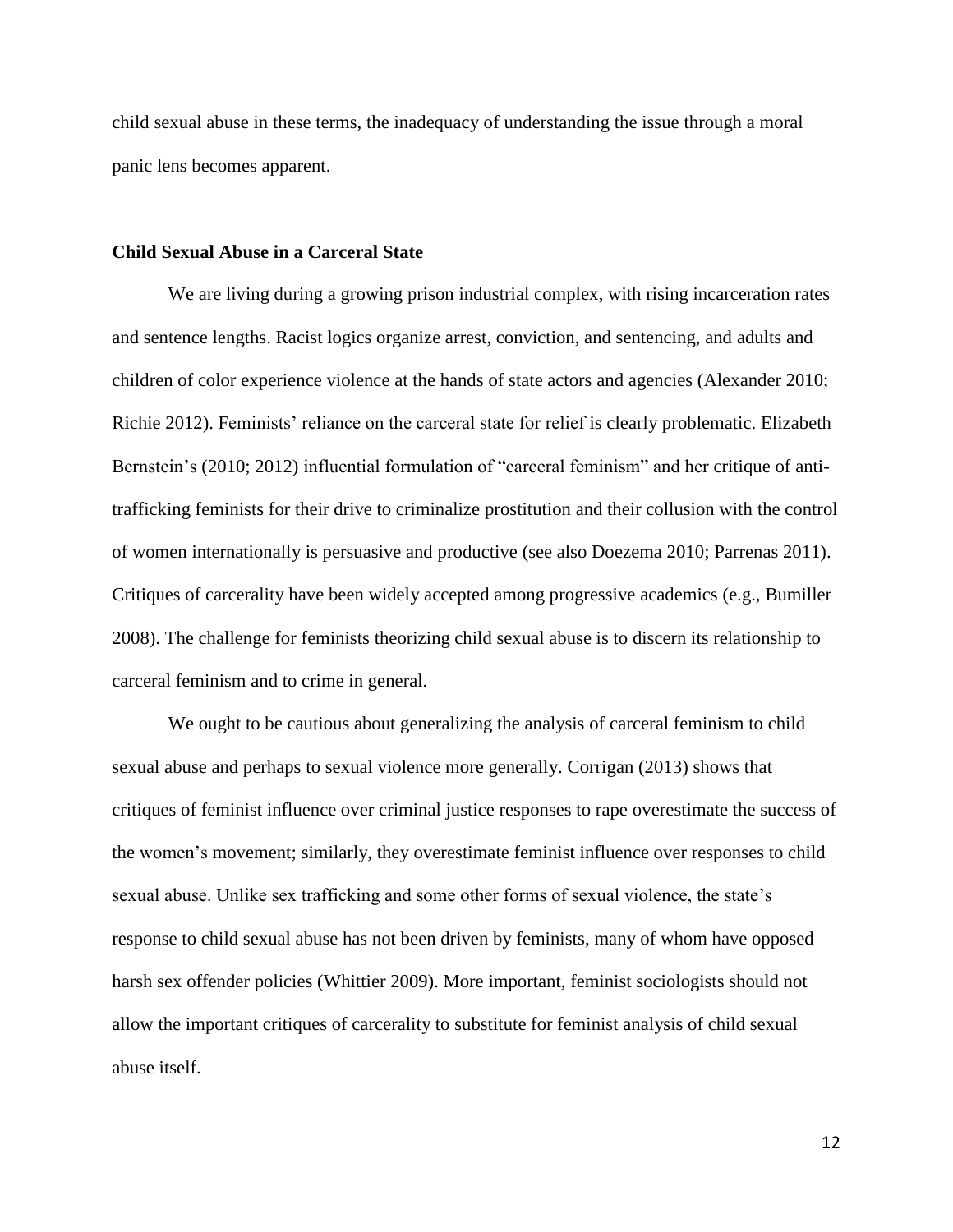child sexual abuse in these terms, the inadequacy of understanding the issue through a moral panic lens becomes apparent.

### Child Sexual Abuse in a Carceral State

We are living during a growing prison industrial complex, with rising incarceration rates and sentence lengths. Racist logics organize arrest, conviction, and sentencing, and adults and children of color experience violence at the hands of state actors and agencies (Alexander 2010; Richie 2012). Feminists' reliance on the carceral state for relief is clearly problematic. Elizabeth Bernstein's (2010; 2012) influential formulation of "carceral feminism" and her critique of anti-trafficking feminists for their drive to criminalize prostitution and their collusion with the control of women internationally is persuasive and productive (see also Doezema 2010; Parrenas 2011). Critiques of carcerality have been widely accepted among progressive academics (e.g., Bumiller 2008). The challenge for feminists theorizing child sexual abuse is to discern its relationship to carceral feminism and to crime in general.

We ought to be cautious about generalizing the analysis of carceral feminism to child sexual abuse and perhaps to sexual violence more generally. Corrigan (2013) shows that critiques of feminist influence over criminal justice responses to rape overestimate the success of the women's movement; similarly, they overestimate feminist influence over responses to child sexual abuse. Unlike sex trafficking and some other forms of sexual violence, the state's response to child sexual abuse has not been driven by feminists, many of whom have opposed harsh sex offender policies (Whittier 2009). More important, feminist sociologists should not allow the important critiques of carcerality to substitute for feminist analysis of child sexual abuse itself.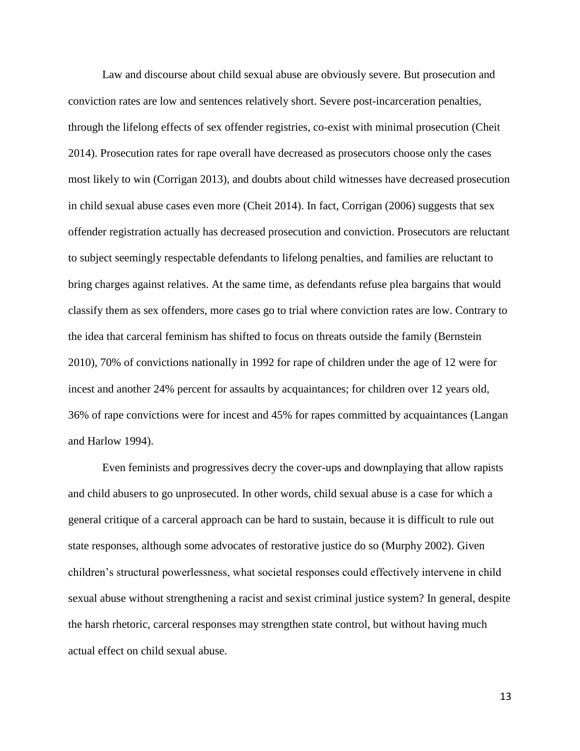Law and discourse about child sexual abuse are obviously severe. But prosecution and conviction rates are low and sentences relatively short. Severe post-incarceration penalties, through the lifelong effects of sex offender registries, co-exist with minimal prosecution (Cheit 2014). Prosecution rates for rape overall have decreased as prosecutors choose only the cases most likely to win (Corrigan 2013), and doubts about child witnesses have decreased prosecution in child sexual abuse cases even more (Cheit 2014). In fact, Corrigan (2006) suggests that sex offender registration actually has decreased prosecution and conviction. Prosecutors are reluctant to subject seemingly respectable defendants to lifelong penalties, and families are reluctant to bring charges against relatives. At the same time, as defendants refuse plea bargains that would classify them as sex offenders, more cases go to trial where conviction rates are low. Contrary to the idea that carceral feminism has shifted to focus on threats outside the family (Bernstein 2010), 70% of convictions nationally in 1992 for rape of children under the age of 12 were for incest and another 24% percent for assaults by acquaintances; for children over 12 years old, 36% of rape convictions were for incest and 45% for rapes committed by acquaintances (Langan and Harlow 1994).

Even feminists and progressives decry the cover-ups and downplaying that allow rapists and child abusers to go unprosecuted. In other words, child sexual abuse is a case for which a general critique of a carceral approach can be hard to sustain, because it is difficult to rule out state responses, although some advocates of restorative justice do so (Murphy 2002). Given children's structural powerlessness, what societal responses could effectively intervene in child sexual abuse without strengthening a racist and sexist criminal justice system? In general, despite the harsh rhetoric, carceral responses may strengthen state control, but without having much actual effect on child sexual abuse.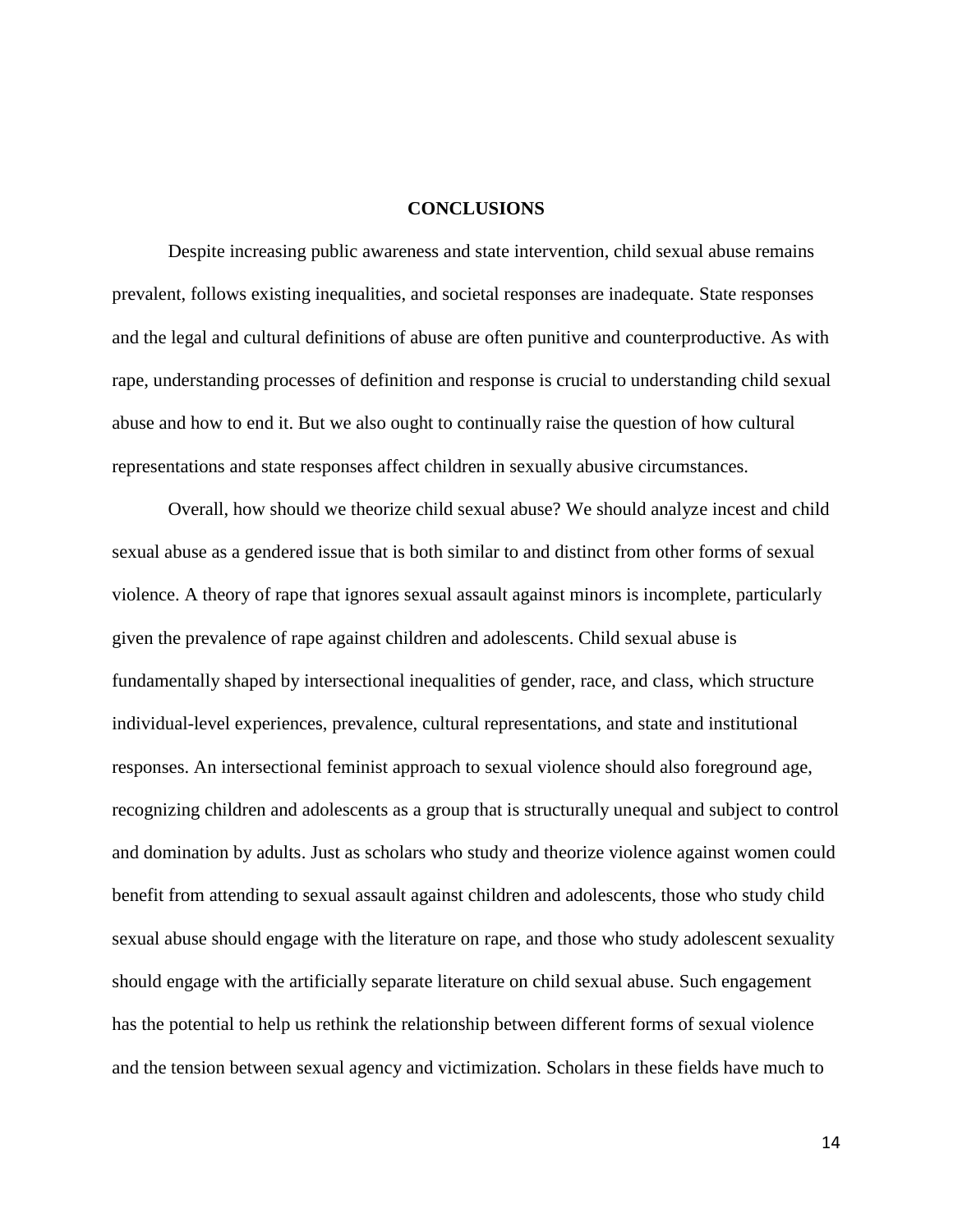## CONCLUSIONS

Despite increasing public awareness and state intervention, child sexual abuse remains prevalent, follows existing inequalities, and societal responses are inadequate. State responses and the legal and cultural definitions of abuse are often punitive and counterproductive. As with rape, understanding processes of definition and response is crucial to understanding child sexual abuse and how to end it. But we also ought to continually raise the question of how cultural representations and state responses affect children in sexually abusive circumstances.

Overall, how should we theorize child sexual abuse? We should analyze incest and child sexual abuse as a gendered issue that is both similar to and distinct from other forms of sexual violence. A theory of rape that ignores sexual assault against minors is incomplete, particularly given the prevalence of rape against children and adolescents. Child sexual abuse is fundamentally shaped by intersectional inequalities of gender, race, and class, which structure individual-level experiences, prevalence, cultural representations, and state and institutional responses. An intersectional feminist approach to sexual violence should also foreground age, recognizing children and adolescents as a group that is structurally unequal and subject to control and domination by adults. Just as scholars who study and theorize violence against women could benefit from attending to sexual assault against children and adolescents, those who study child sexual abuse should engage with the literature on rape, and those who study adolescent sexuality should engage with the artificially separate literature on child sexual abuse. Such engagement has the potential to help us rethink the relationship between different forms of sexual violence and the tension between sexual agency and victimization. Scholars in these fields have much to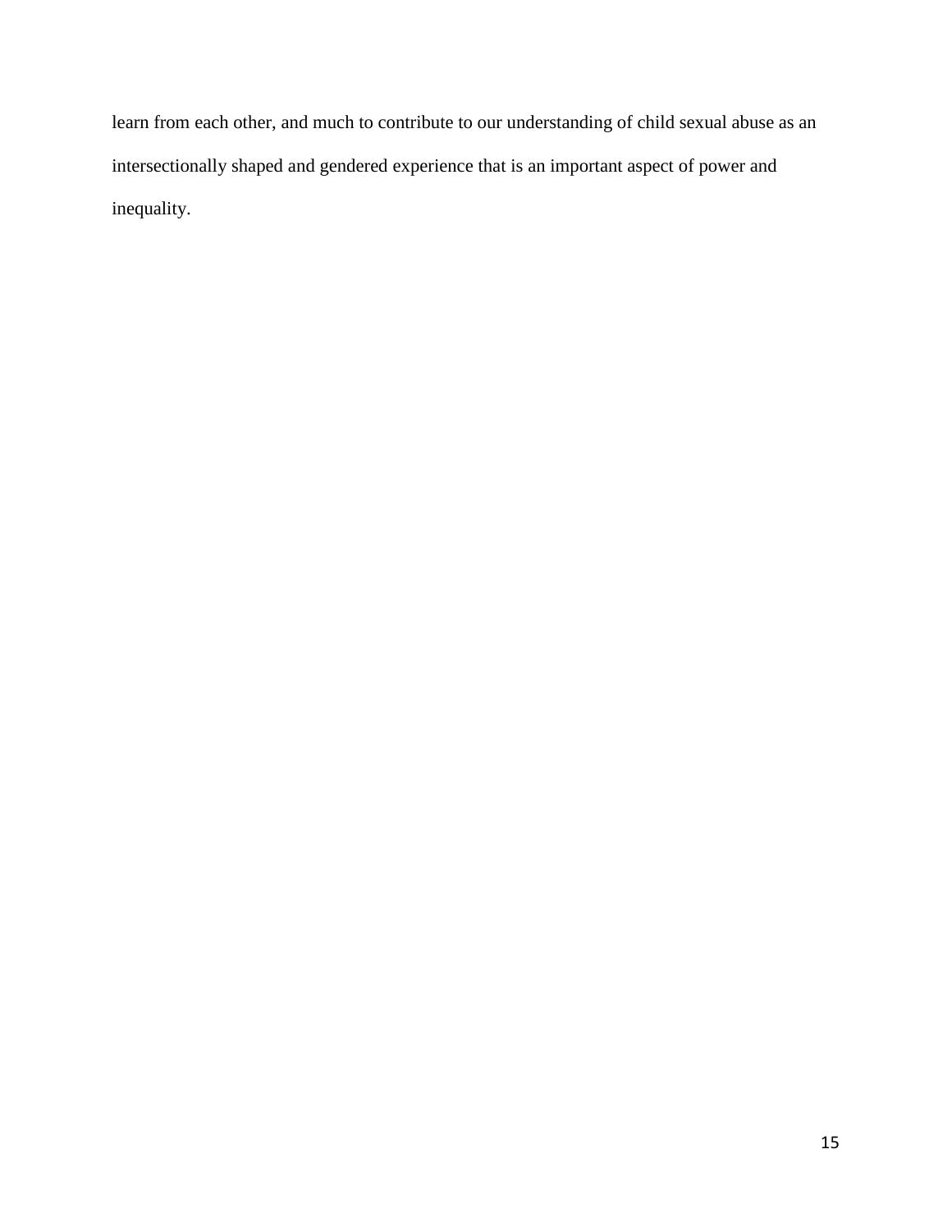learn from each other, and much to contribute to our understanding of child sexual abuse as an intersectionally shaped and gendered experience that is an important aspect of power and inequality.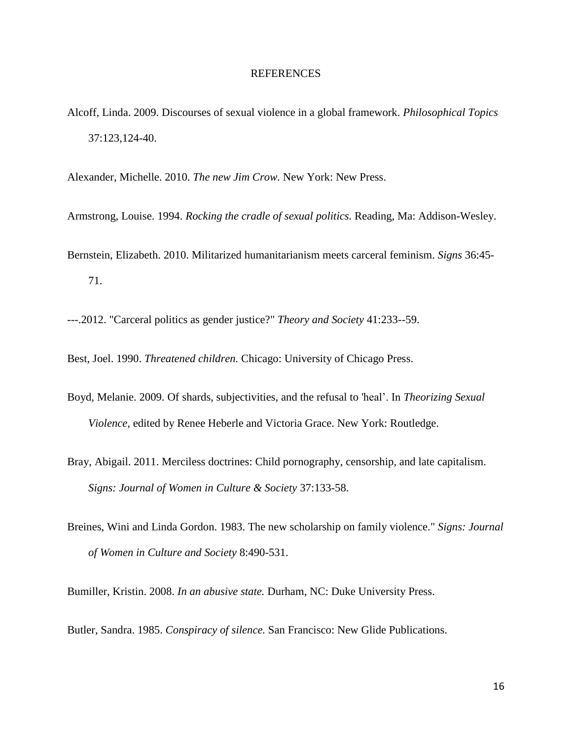# REFERENCES

Alcoff, Linda. 2009. Discourses of sexual violence in a global framework. *Philosophical Topics* 37:123,124-40.

Alexander, Michelle. 2010. *The new Jim Crow.* New York: New Press.

Armstrong, Louise. 1994. *Rocking the cradle of sexual politics.* Reading, Ma: Addison-Wesley.

Bernstein, Elizabeth. 2010. Militarized humanitarianism meets carceral feminism. *Signs* 36:45-71.

---.2012. "Carceral politics as gender justice?" *Theory and Society* 41:233--59.

Best, Joel. 1990. *Threatened children.* Chicago: University of Chicago Press.

Boyd, Melanie. 2009. Of shards, subjectivities, and the refusal to 'heal'. In *Theorizing Sexual Violence,* edited by Renee Heberle and Victoria Grace. New York: Routledge.

Bray, Abigail. 2011. Merciless doctrines: Child pornography, censorship, and late capitalism. *Signs: Journal of Women in Culture & Society* 37:133-58.

Breines, Wini and Linda Gordon. 1983. The new scholarship on family violence." *Signs: Journal of Women in Culture and Society* 8:490-531.

Bumiller, Kristin. 2008. *In an abusive state.* Durham, NC: Duke University Press.

Butler, Sandra. 1985. *Conspiracy of silence.* San Francisco: New Glide Publications.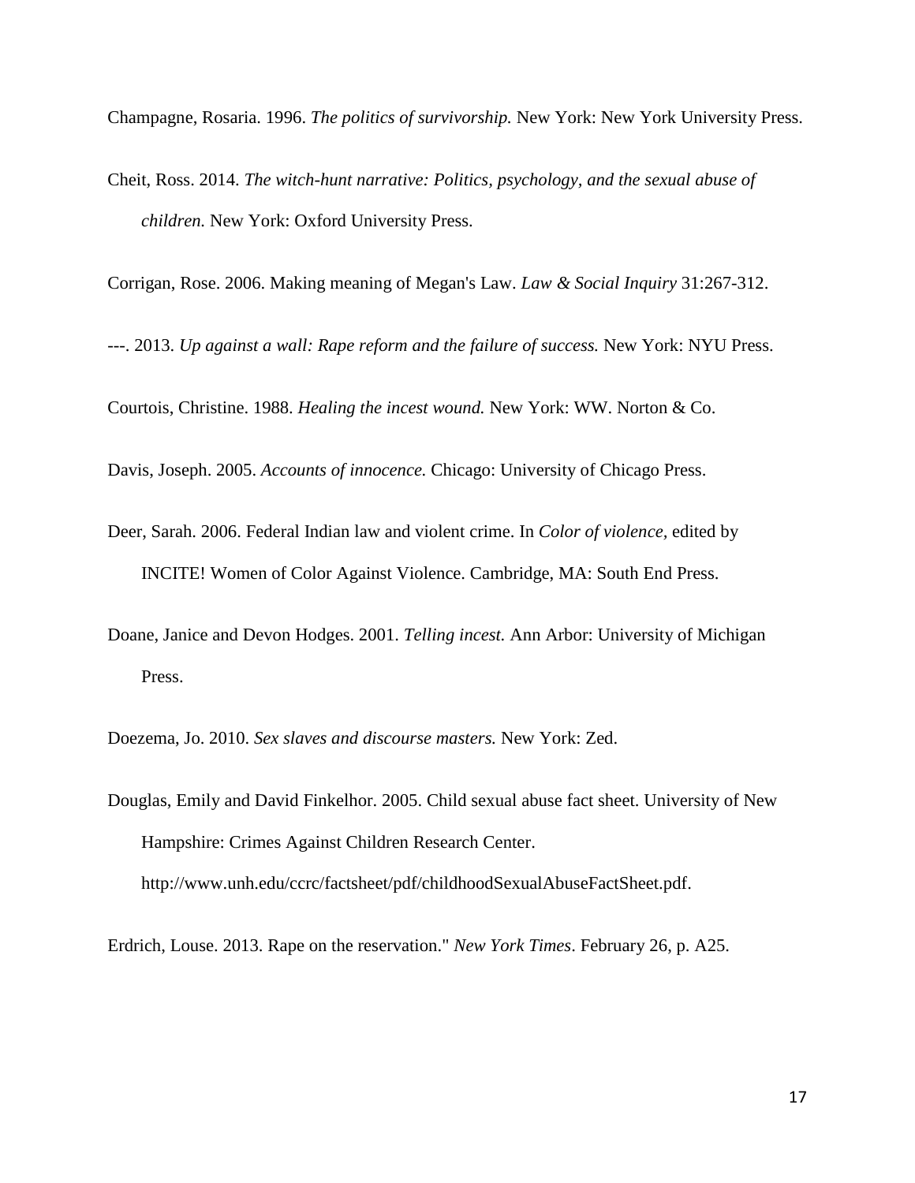Champagne, Rosaria. 1996. *The politics of survivorship.* New York: New York University Press.

Cheit, Ross. 2014. *The witch-hunt narrative: Politics, psychology, and the sexual abuse of children.* New York: Oxford University Press.

Corrigan, Rose. 2006. Making meaning of Megan's Law. *Law & Social Inquiry* 31:267-312.

---. 2013. *Up against a wall: Rape reform and the failure of success.* New York: NYU Press.

Courtois, Christine. 1988. *Healing the incest wound.* New York: WW. Norton & Co.

Davis, Joseph. 2005. *Accounts of innocence.* Chicago: University of Chicago Press.

Deer, Sarah. 2006. Federal Indian law and violent crime. In *Color of violence,* edited by INCITE! Women of Color Against Violence. Cambridge, MA: South End Press.

Doane, Janice and Devon Hodges. 2001. *Telling incest.* Ann Arbor: University of Michigan Press.

Doezema, Jo. 2010. *Sex slaves and discourse masters.* New York: Zed.

Douglas, Emily and David Finkelhor. 2005. Child sexual abuse fact sheet. University of New Hampshire: Crimes Against Children Research Center. http://www.unh.edu/ccrc/factsheet/pdf/childhoodSexualAbuseFactSheet.pdf.

Erdrich, Louse. 2013. Rape on the reservation." *New York Times*. February 26, p. A25.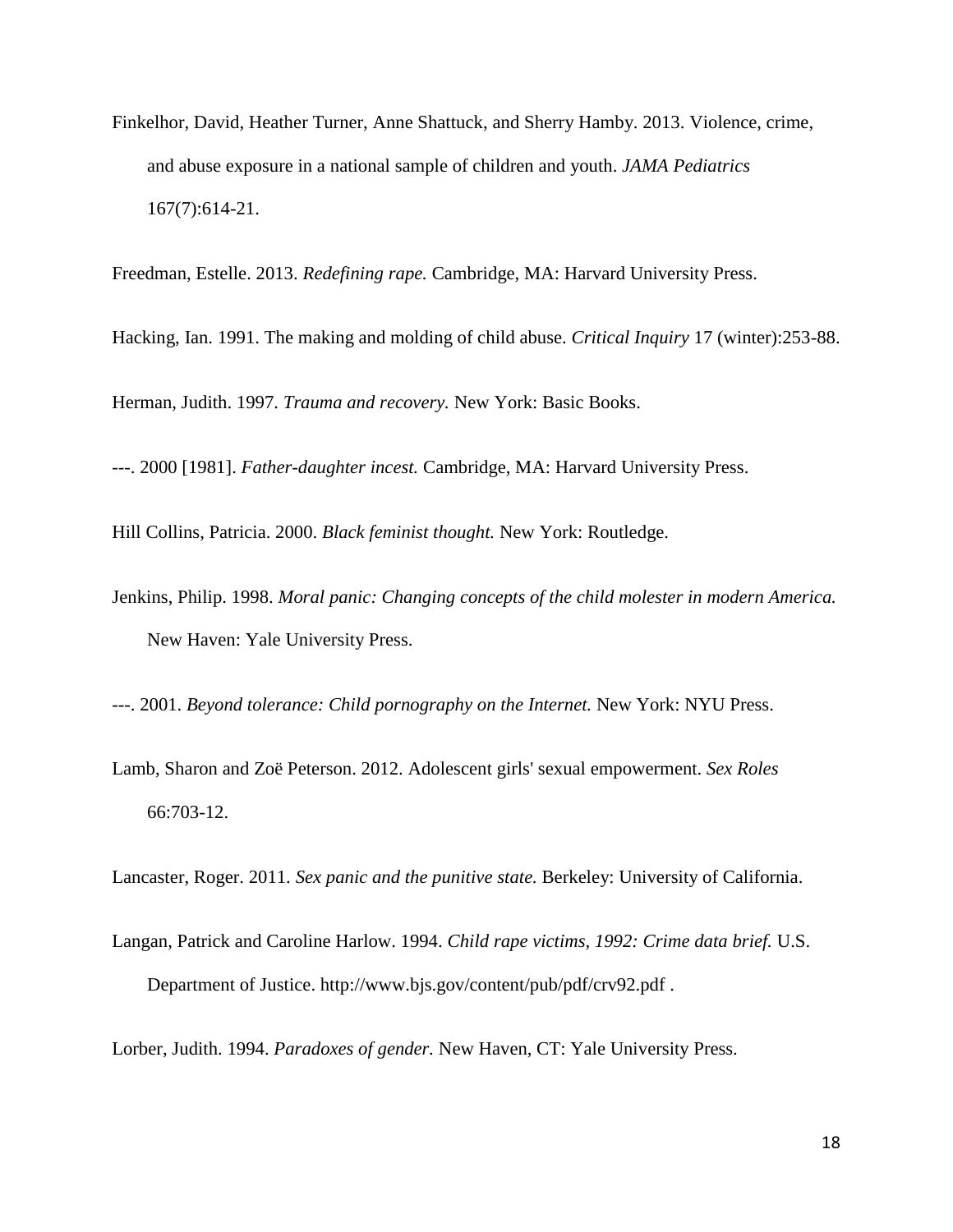Finkelhor, David, Heather Turner, Anne Shattuck, and Sherry Hamby. 2013. Violence, crime, and abuse exposure in a national sample of children and youth. *JAMA Pediatrics* 167(7):614-21.

Freedman, Estelle. 2013. *Redefining rape.* Cambridge, MA: Harvard University Press.

Hacking, Ian. 1991. The making and molding of child abuse. *Critical Inquiry* 17 (winter):253-88.

Herman, Judith. 1997. *Trauma and recovery.* New York: Basic Books.

---. 2000 [1981]. *Father-daughter incest.* Cambridge, MA: Harvard University Press.

Hill Collins, Patricia. 2000. *Black feminist thought.* New York: Routledge.

Jenkins, Philip. 1998. *Moral panic: Changing concepts of the child molester in modern America.* New Haven: Yale University Press.

---. 2001. *Beyond tolerance: Child pornography on the Internet.* New York: NYU Press.

Lamb, Sharon and Zoë Peterson. 2012. Adolescent girls' sexual empowerment. *Sex Roles* 66:703-12.

Lancaster, Roger. 2011. *Sex panic and the punitive state.* Berkeley: University of California.

Langan, Patrick and Caroline Harlow. 1994. *Child rape victims, 1992: Crime data brief.* U.S. Department of Justice. http://www.bjs.gov/content/pub/pdf/crv92.pdf .

Lorber, Judith. 1994. *Paradoxes of gender.* New Haven, CT: Yale University Press.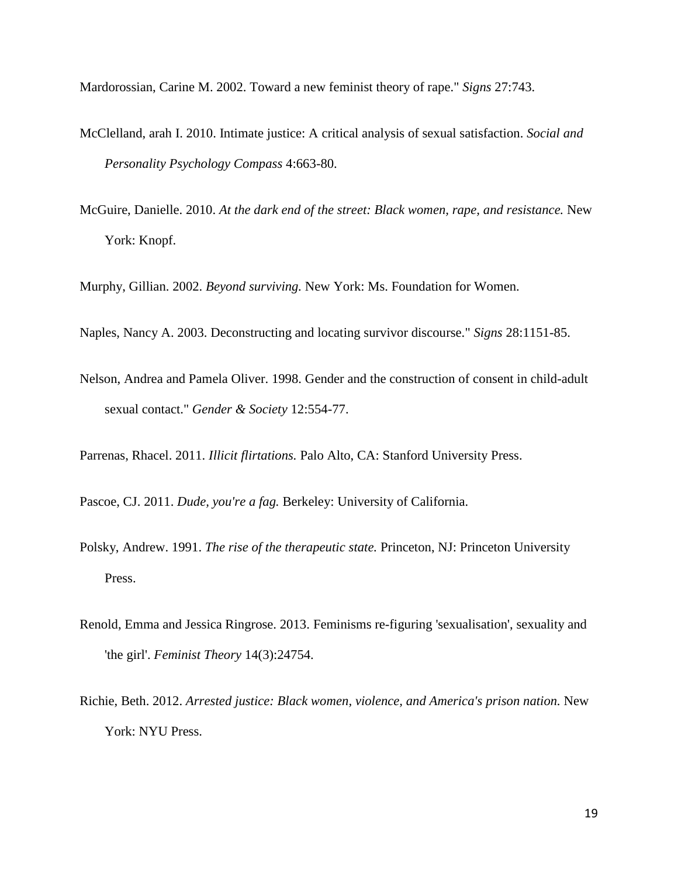Mardorossian, Carine M. 2002. Toward a new feminist theory of rape." *Signs* 27:743.

McClelland, arah I. 2010. Intimate justice: A critical analysis of sexual satisfaction. *Social and Personality Psychology Compass* 4:663-80.

McGuire, Danielle. 2010. *At the dark end of the street: Black women, rape, and resistance.* New York: Knopf.

Murphy, Gillian. 2002. *Beyond surviving.* New York: Ms. Foundation for Women.

Naples, Nancy A. 2003. Deconstructing and locating survivor discourse." *Signs* 28:1151-85.

Nelson, Andrea and Pamela Oliver. 1998. Gender and the construction of consent in child-adult sexual contact." *Gender & Society* 12:554-77.

Parrenas, Rhacel. 2011. *Illicit flirtations.* Palo Alto, CA: Stanford University Press.

Pascoe, CJ. 2011. *Dude, you're a fag.* Berkeley: University of California.

Polsky, Andrew. 1991. *The rise of the therapeutic state.* Princeton, NJ: Princeton University Press.

Renold, Emma and Jessica Ringrose. 2013. Feminisms re-figuring 'sexualisation', sexuality and 'the girl'. *Feminist Theory* 14(3):24754.

Richie, Beth. 2012. *Arrested justice: Black women, violence, and America's prison nation.* New York: NYU Press.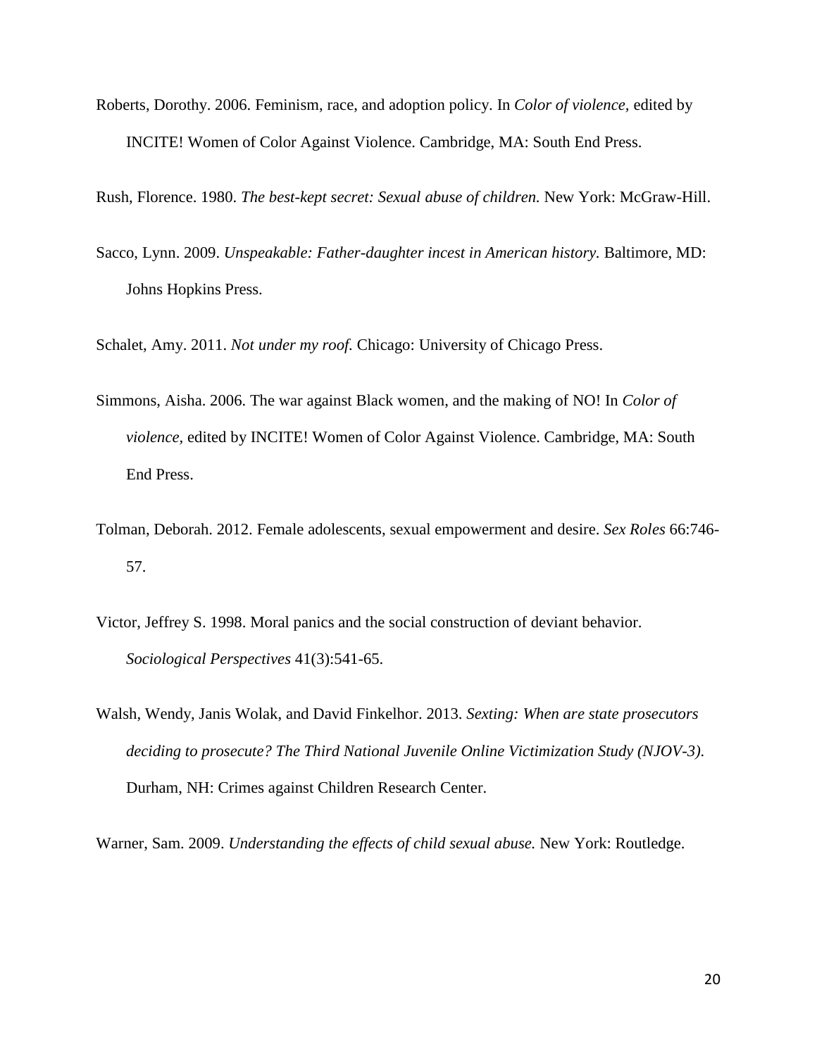Roberts, Dorothy. 2006. Feminism, race, and adoption policy. In *Color of violence,* edited by INCITE! Women of Color Against Violence. Cambridge, MA: South End Press.

Rush, Florence. 1980. *The best-kept secret: Sexual abuse of children.* New York: McGraw-Hill.

Sacco, Lynn. 2009. *Unspeakable: Father-daughter incest in American history.* Baltimore, MD: Johns Hopkins Press.

Schalet, Amy. 2011. *Not under my roof.* Chicago: University of Chicago Press.

Simmons, Aisha. 2006. The war against Black women, and the making of NO! In *Color of violence*, edited by INCITE! Women of Color Against Violence. Cambridge, MA: South End Press.

Tolman, Deborah. 2012. Female adolescents, sexual empowerment and desire. *Sex Roles* 66:746-57.

Victor, Jeffrey S. 1998. Moral panics and the social construction of deviant behavior. *Sociological Perspectives* 41(3):541-65.

Walsh, Wendy, Janis Wolak, and David Finkelhor. 2013. *Sexting: When are state prosecutors deciding to prosecute? The Third National Juvenile Online Victimization Study (NJOV-3).* Durham, NH: Crimes against Children Research Center.

Warner, Sam. 2009. *Understanding the effects of child sexual abuse.* New York: Routledge.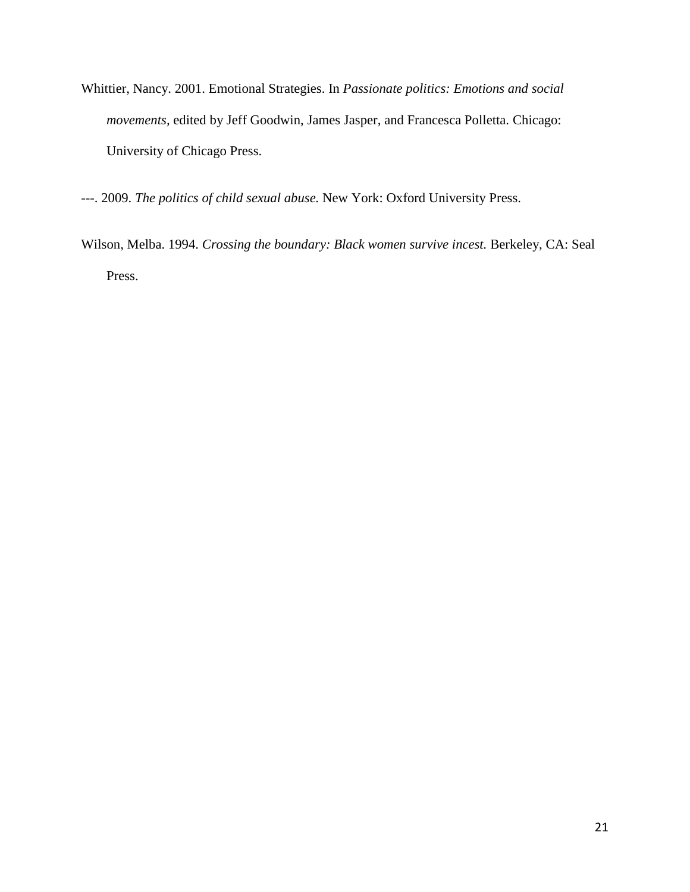Whittier, Nancy. 2001. Emotional Strategies. In *Passionate politics: Emotions and social movements*, edited by Jeff Goodwin, James Jasper, and Francesca Polletta. Chicago: University of Chicago Press.

---. 2009. *The politics of child sexual abuse.* New York: Oxford University Press.

Wilson, Melba. 1994. *Crossing the boundary: Black women survive incest.* Berkeley, CA: Seal Press.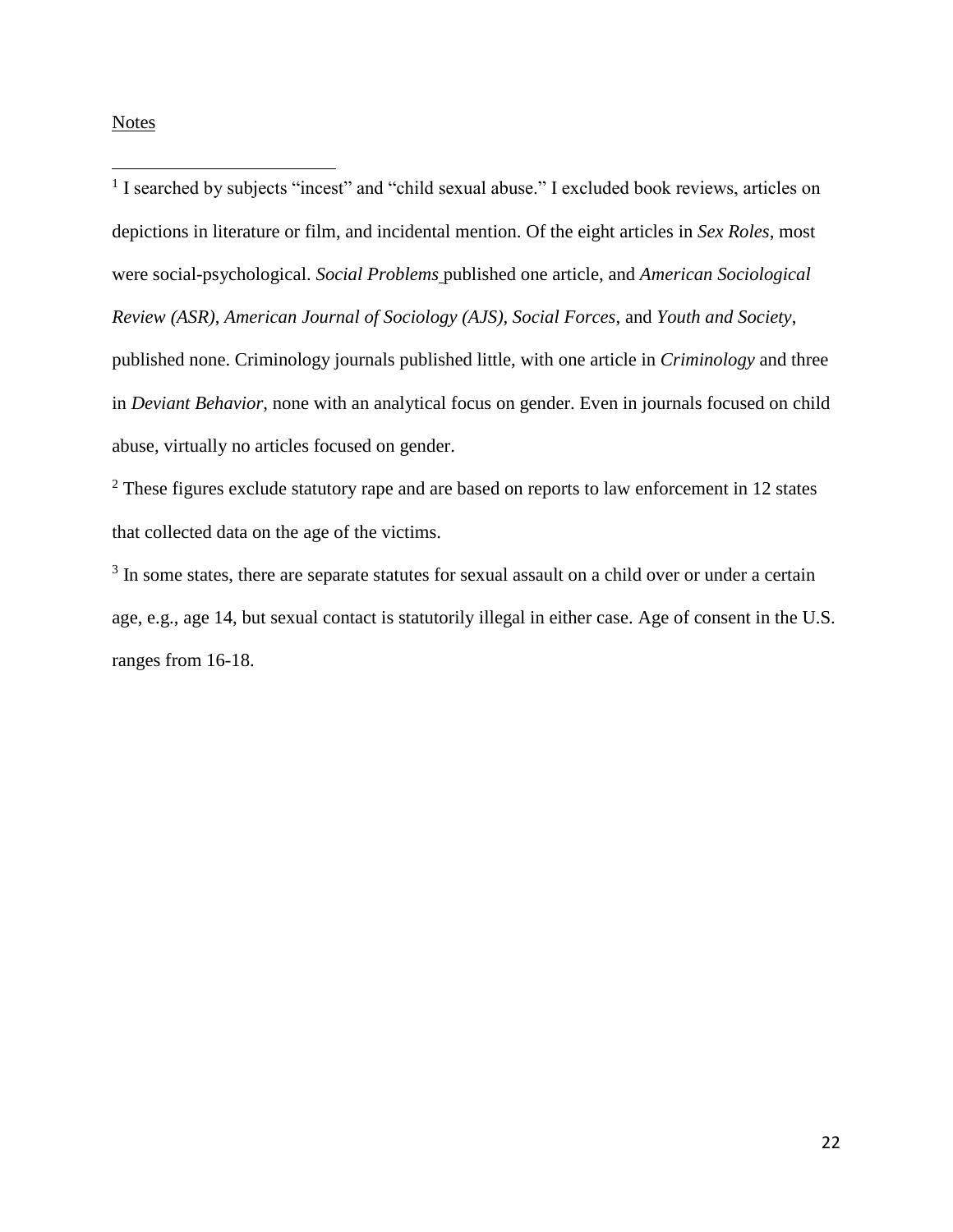Notes

[1] I searched by subjects "incest" and "child sexual abuse." I excluded book reviews, articles on depictions in literature or film, and incidental mention. Of the eight articles in *Sex Roles*, most were social-psychological. *Social Problems* published one article, and *American Sociological Review (ASR)*, *American Journal of Sociology (AJS)*, *Social Forces*, and *Youth and Society*, published none. Criminology journals published little, with one article in *Criminology* and three in *Deviant Behavior*, none with an analytical focus on gender. Even in journals focused on child abuse, virtually no articles focused on gender.

[2] These figures exclude statutory rape and are based on reports to law enforcement in 12 states that collected data on the age of the victims.

[3] In some states, there are separate statutes for sexual assault on a child over or under a certain age, e.g., age 14, but sexual contact is statutorily illegal in either case. Age of consent in the U.S. ranges from 16-18.